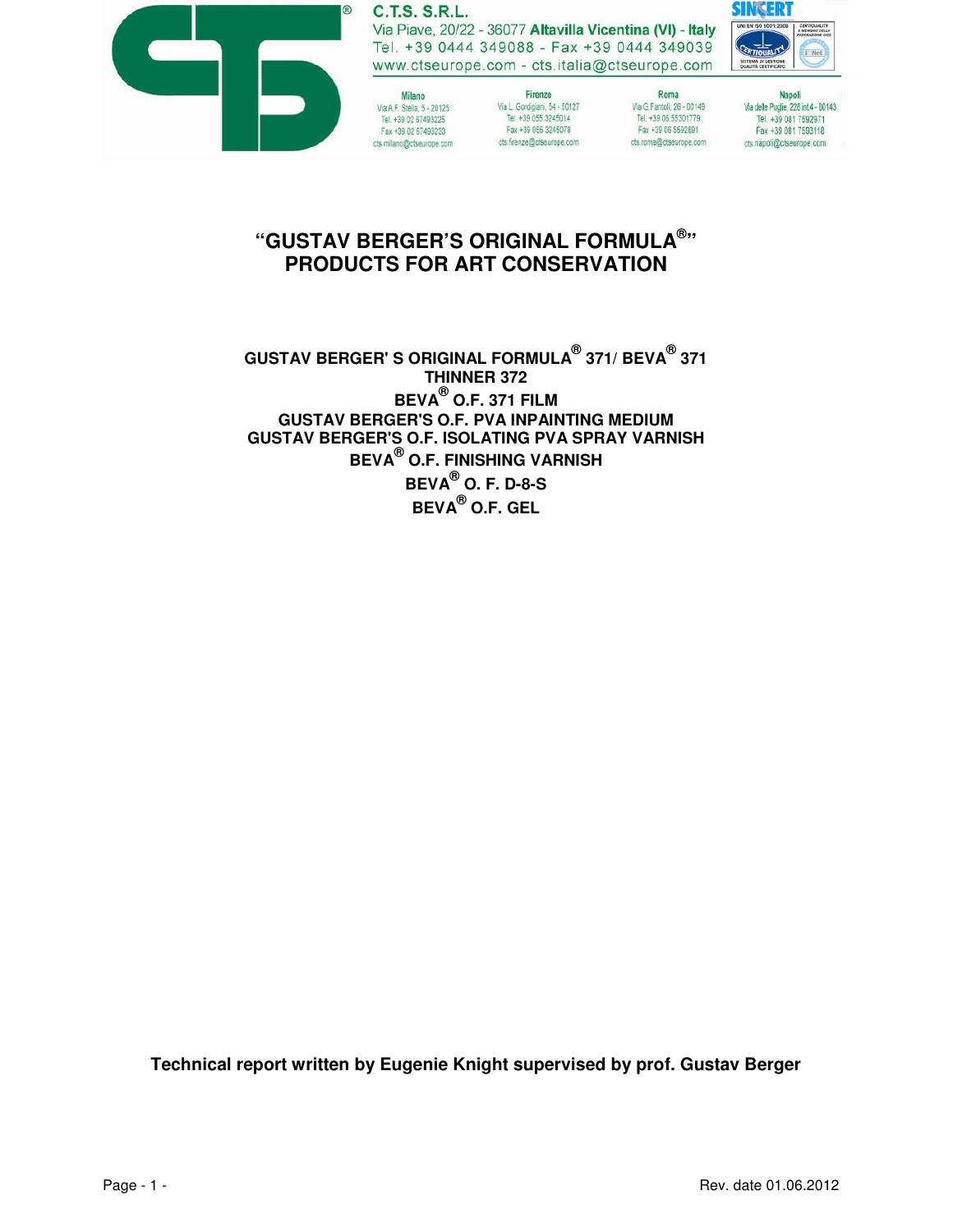C.T.S. S.R.L.
Via Piave, 20/22 - 36077 Altavilla Vicentina (VI) - Italy
Tel. +39 0444 349088 - Fax +39 0444 349039
www.ctseurope.com - cts.italia@ctseurope.com

| Milano | Firenze | Roma | Napoli |
|---|---|---|---|
| Via A.F. Stella, 5 - 20125 | Via L. Gordigiani, 54 - 50127 | Via G.Fantoli, 26 - 00149 | Via delle Puglie, 226 int.4 - 80143 |
| Tel. +39 02 67493225 | Tel. +39 055 3245014 | Tel. +39 06 55301779 | Tel. +39 081 7592971 |
| Fax +39 02 67493233 | Fax +39 055 3245078 | Fax +39 06 5592891 | Fax +39 081 7593118 |
| cts.milano@ctseurope.com | cts.firenze@ctseurope.com | cts.roma@ctseurope.com | cts.napoli@ctseurope.com |

# "GUSTAV BERGER'S ORIGINAL FORMULA®" PRODUCTS FOR ART CONSERVATION

**GUSTAV BERGER' S ORIGINAL FORMULA® 371/ BEVA® 371**
**THINNER 372**
**BEVA® O.F. 371 FILM**
**GUSTAV BERGER'S O.F. PVA INPAINTING MEDIUM**
**GUSTAV BERGER'S O.F. ISOLATING PVA SPRAY VARNISH**
**BEVA® O.F. FINISHING VARNISH**
**BEVA® O. F. D-8-S**
**BEVA® O.F. GEL**

**Technical report written by Eugenie Knight supervised by prof. Gustav Berger**

Rev. date 01.06.2012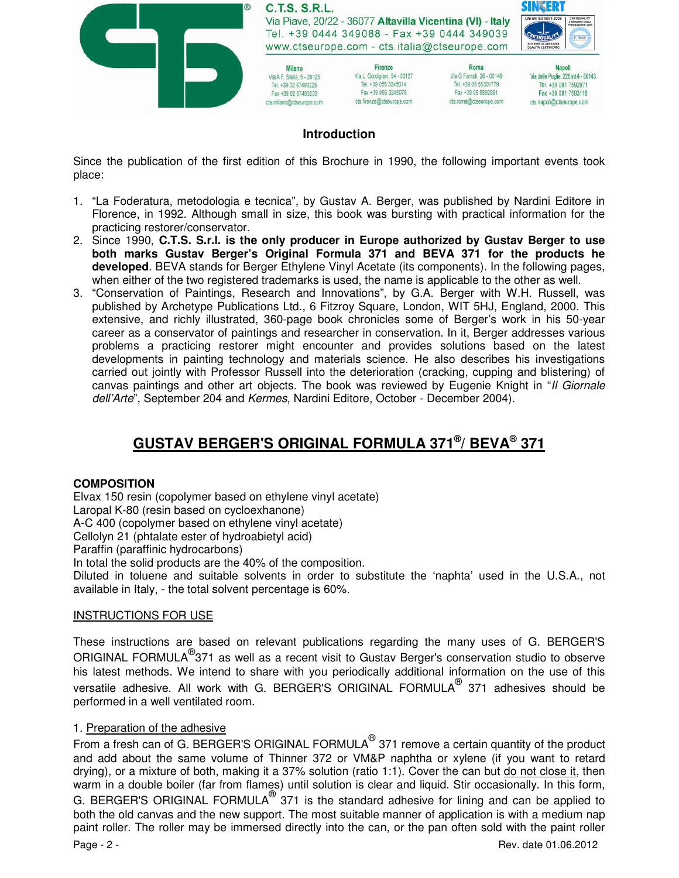## Introduction

Since the publication of the first edition of this Brochure in 1990, the following important events took place:

1. "La Foderatura, metodologia e tecnica", by Gustav A. Berger, was published by Nardini Editore in Florence, in 1992. Although small in size, this book was bursting with practical information for the practicing restorer/conservator.
2. Since 1990, **C.T.S. S.r.l. is the only producer in Europe authorized by Gustav Berger to use both marks Gustav Berger's Original Formula 371 and BEVA 371 for the products he developed**. BEVA stands for Berger Ethylene Vinyl Acetate (its components). In the following pages, when either of the two registered trademarks is used, the name is applicable to the other as well.
3. "Conservation of Paintings, Research and Innovations", by G.A. Berger with W.H. Russell, was published by Archetype Publications Ltd., 6 Fitzroy Square, London, WIT 5HJ, England, 2000. This extensive, and richly illustrated, 360-page book chronicles some of Berger's work in his 50-year career as a conservator of paintings and researcher in conservation. In it, Berger addresses various problems a practicing restorer might encounter and provides solutions based on the latest developments in painting technology and materials science. He also describes his investigations carried out jointly with Professor Russell into the deterioration (cracking, cupping and blistering) of canvas paintings and other art objects. The book was reviewed by Eugenie Knight in "*Il Giornale dell'Arte*", September 204 and *Kermes*, Nardini Editore, October - December 2004).

## GUSTAV BERGER'S ORIGINAL FORMULA 371®/ BEVA® 371

### COMPOSITION

Elvax 150 resin (copolymer based on ethylene vinyl acetate)
Laropal K-80 (resin based on cycloexhanone)
A-C 400 (copolymer based on ethylene vinyl acetate)
Cellolyn 21 (phtalate ester of hydroabietyl acid)
Paraffin (paraffinic hydrocarbons)
In total the solid products are the 40% of the composition.
Diluted in toluene and suitable solvents in order to substitute the 'naphta' used in the U.S.A., not available in Italy, - the total solvent percentage is 60%.

### INSTRUCTIONS FOR USE

These instructions are based on relevant publications regarding the many uses of G. BERGER'S ORIGINAL FORMULA® 371 as well as a recent visit to Gustav Berger's conservation studio to observe his latest methods. We intend to share with you periodically additional information on the use of this versatile adhesive. All work with G. BERGER'S ORIGINAL FORMULA® 371 adhesives should be performed in a well ventilated room.

1. Preparation of the adhesive

From a fresh can of G. BERGER'S ORIGINAL FORMULA® 371 remove a certain quantity of the product and add about the same volume of Thinner 372 or VM&P naphtha or xylene (if you want to retard drying), or a mixture of both, making it a 37% solution (ratio 1:1). Cover the can but do not close it, then warm in a double boiler (far from flames) until solution is clear and liquid. Stir occasionally. In this form, G. BERGER'S ORIGINAL FORMULA® 371 is the standard adhesive for lining and can be applied to both the old canvas and the new support. The most suitable manner of application is with a medium nap paint roller. The roller may be immersed directly into the can, or the pan often sold with the paint roller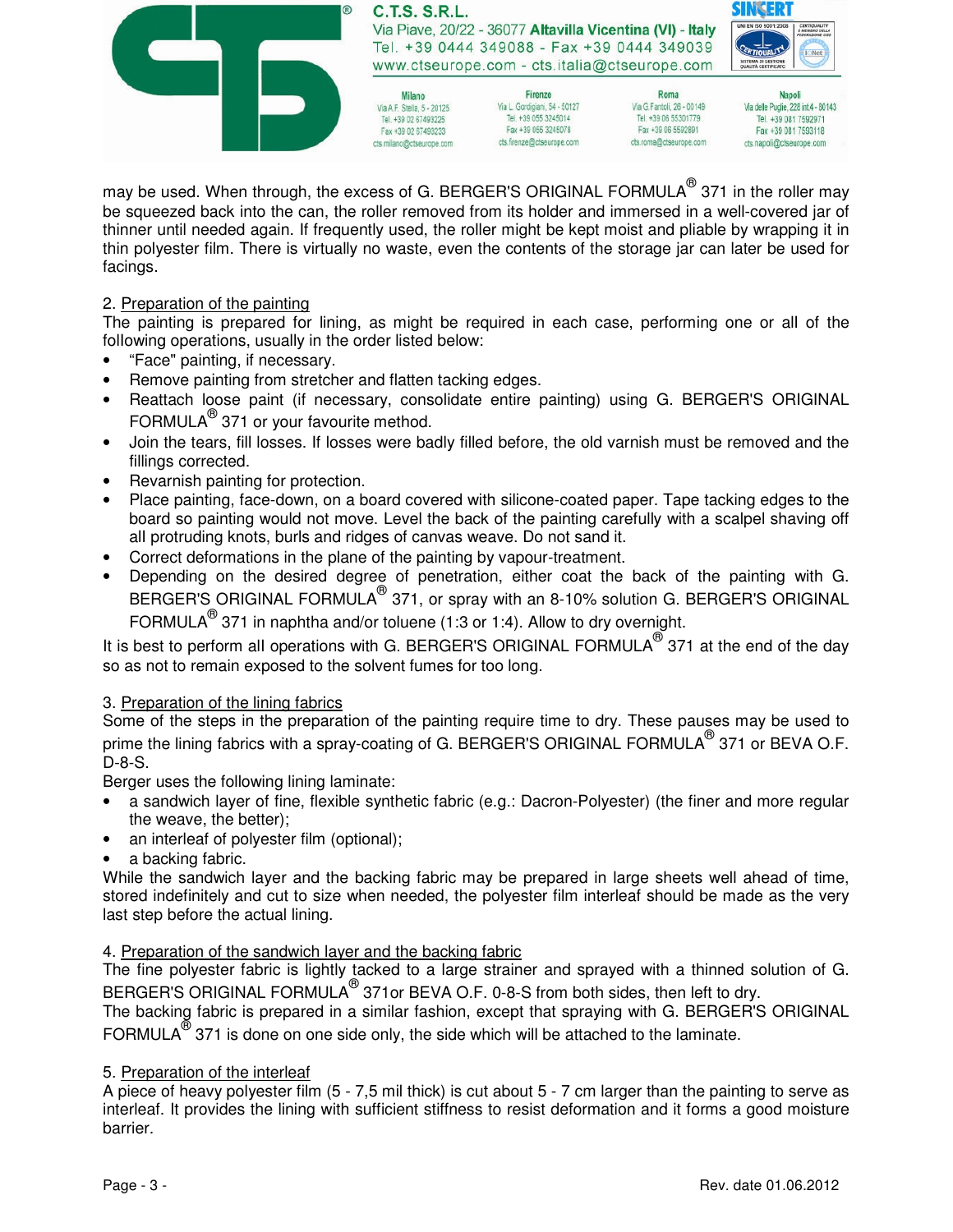may be used. When through, the excess of G. BERGER'S ORIGINAL FORMULA® 371 in the roller may be squeezed back into the can, the roller removed from its holder and immersed in a well-covered jar of thinner until needed again. If frequently used, the roller might be kept moist and pliable by wrapping it in thin polyester film. There is virtually no waste, even the contents of the storage jar can later be used for facings.

2. Preparation of the painting

The painting is prepared for lining, as might be required in each case, performing one or all of the following operations, usually in the order listed below:

- "Face" painting, if necessary.
- Remove painting from stretcher and flatten tacking edges.
- Reattach loose paint (if necessary, consolidate entire painting) using G. BERGER'S ORIGINAL FORMULA® 371 or your favourite method.
- Join the tears, fill losses. If losses were badly filled before, the old varnish must be removed and the fillings corrected.
- Revarnish painting for protection.
- Place painting, face-down, on a board covered with silicone-coated paper. Tape tacking edges to the board so painting would not move. Level the back of the painting carefully with a scalpel shaving off all protruding knots, burls and ridges of canvas weave. Do not sand it.
- Correct deformations in the plane of the painting by vapour-treatment.
- Depending on the desired degree of penetration, either coat the back of the painting with G. BERGER'S ORIGINAL FORMULA® 371, or spray with an 8-10% solution G. BERGER'S ORIGINAL FORMULA® 371 in naphtha and/or toluene (1:3 or 1:4). Allow to dry overnight.

It is best to perform all operations with G. BERGER'S ORIGINAL FORMULA® 371 at the end of the day so as not to remain exposed to the solvent fumes for too long.

3. Preparation of the lining fabrics

Some of the steps in the preparation of the painting require time to dry. These pauses may be used to prime the lining fabrics with a spray-coating of G. BERGER'S ORIGINAL FORMULA® 371 or BEVA O.F. D-8-S.

Berger uses the following lining laminate:

- a sandwich layer of fine, flexible synthetic fabric (e.g.: Dacron-Polyester) (the finer and more regular the weave, the better);
- an interleaf of polyester film (optional);
- a backing fabric.

While the sandwich layer and the backing fabric may be prepared in large sheets well ahead of time, stored indefinitely and cut to size when needed, the polyester film interleaf should be made as the very last step before the actual lining.

4. Preparation of the sandwich layer and the backing fabric

The fine polyester fabric is lightly tacked to a large strainer and sprayed with a thinned solution of G. BERGER'S ORIGINAL FORMULA® 371or BEVA O.F. 0-8-S from both sides, then left to dry.

The backing fabric is prepared in a similar fashion, except that spraying with G. BERGER'S ORIGINAL FORMULA® 371 is done on one side only, the side which will be attached to the laminate.

5. Preparation of the interleaf

A piece of heavy polyester film (5 - 7,5 mil thick) is cut about 5 - 7 cm larger than the painting to serve as interleaf. It provides the lining with sufficient stiffness to resist deformation and it forms a good moisture barrier.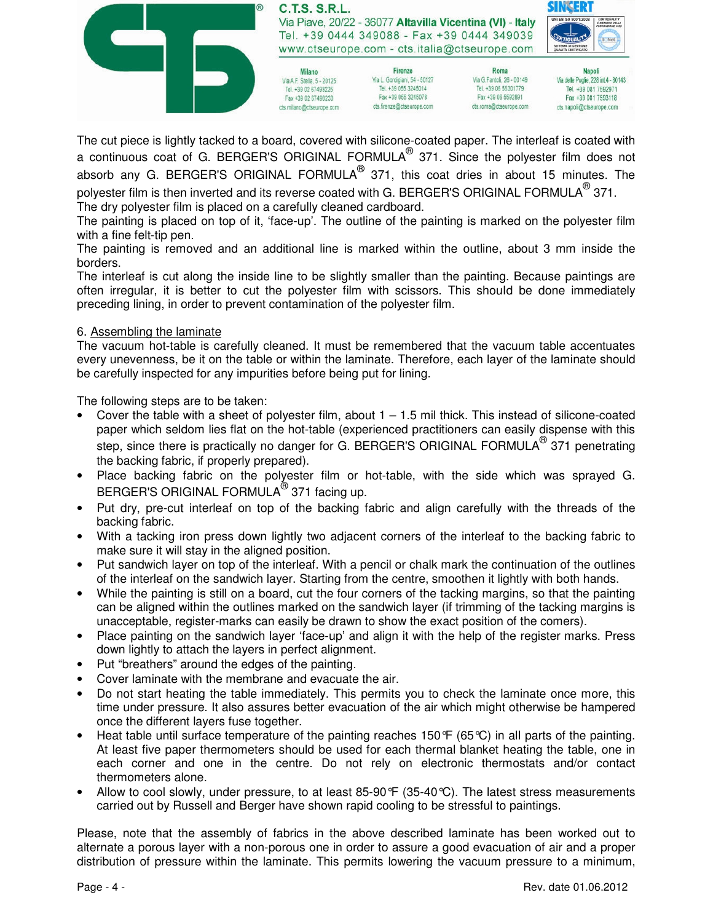The cut piece is lightly tacked to a board, covered with silicone-coated paper. The interleaf is coated with a continuous coat of G. BERGER'S ORIGINAL FORMULA® 371. Since the polyester film does not absorb any G. BERGER'S ORIGINAL FORMULA® 371, this coat dries in about 15 minutes. The polyester film is then inverted and its reverse coated with G. BERGER'S ORIGINAL FORMULA® 371.
The dry polyester film is placed on a carefully cleaned cardboard.
The painting is placed on top of it, 'face-up'. The outline of the painting is marked on the polyester film with a fine felt-tip pen.
The painting is removed and an additional line is marked within the outline, about 3 mm inside the borders.
The interleaf is cut along the inside line to be slightly smaller than the painting. Because paintings are often irregular, it is better to cut the polyester film with scissors. This should be done immediately preceding lining, in order to prevent contamination of the polyester film.

6. Assembling the laminate

The vacuum hot-table is carefully cleaned. It must be remembered that the vacuum table accentuates every unevenness, be it on the table or within the laminate. Therefore, each layer of the laminate should be carefully inspected for any impurities before being put for lining.

The following steps are to be taken:

- Cover the table with a sheet of polyester film, about 1 – 1.5 mil thick. This instead of silicone-coated paper which seldom lies flat on the hot-table (experienced practitioners can easily dispense with this step, since there is practically no danger for G. BERGER'S ORIGINAL FORMULA® 371 penetrating the backing fabric, if properly prepared).
- Place backing fabric on the polyester film or hot-table, with the side which was sprayed G. BERGER'S ORIGINAL FORMULA® 371 facing up.
- Put dry, pre-cut interleaf on top of the backing fabric and align carefully with the threads of the backing fabric.
- With a tacking iron press down lightly two adjacent corners of the interleaf to the backing fabric to make sure it will stay in the aligned position.
- Put sandwich layer on top of the interleaf. With a pencil or chalk mark the continuation of the outlines of the interleaf on the sandwich layer. Starting from the centre, smoothen it lightly with both hands.
- While the painting is still on a board, cut the four corners of the tacking margins, so that the painting can be aligned within the outlines marked on the sandwich layer (if trimming of the tacking margins is unacceptable, register-marks can easily be drawn to show the exact position of the comers).
- Place painting on the sandwich layer 'face-up' and align it with the help of the register marks. Press down lightly to attach the layers in perfect alignment.
- Put "breathers" around the edges of the painting.
- Cover laminate with the membrane and evacuate the air.
- Do not start heating the table immediately. This permits you to check the laminate once more, this time under pressure. It also assures better evacuation of the air which might otherwise be hampered once the different layers fuse together.
- Heat table until surface temperature of the painting reaches 150℉ (65℃) in all parts of the painting. At least five paper thermometers should be used for each thermal blanket heating the table, one in each corner and one in the centre. Do not rely on electronic thermostats and/or contact thermometers alone.
- Allow to cool slowly, under pressure, to at least 85-90℉ (35-40℃). The latest stress measurements carried out by Russell and Berger have shown rapid cooling to be stressful to paintings.

Please, note that the assembly of fabrics in the above described laminate has been worked out to alternate a porous layer with a non-porous one in order to assure a good evacuation of air and a proper distribution of pressure within the laminate. This permits lowering the vacuum pressure to a minimum,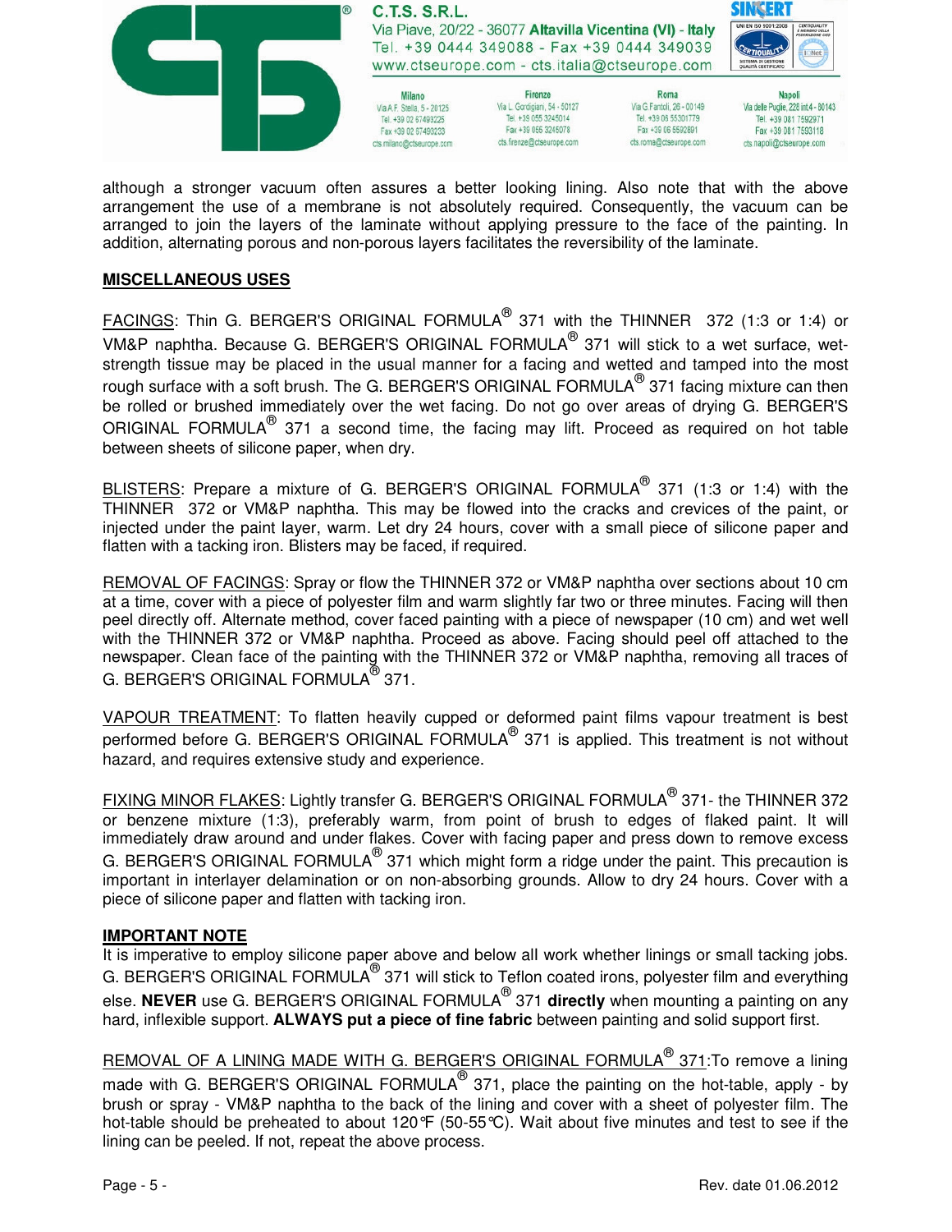although a stronger vacuum often assures a better looking lining. Also note that with the above arrangement the use of a membrane is not absolutely required. Consequently, the vacuum can be arranged to join the layers of the laminate without applying pressure to the face of the painting. In addition, alternating porous and non-porous layers facilitates the reversibility of the laminate.

**MISCELLANEOUS USES**

FACINGS: Thin G. BERGER'S ORIGINAL FORMULA® 371 with the THINNER 372 (1:3 or 1:4) or VM&P naphtha. Because G. BERGER'S ORIGINAL FORMULA® 371 will stick to a wet surface, wet-strength tissue may be placed in the usual manner for a facing and wetted and tamped into the most rough surface with a soft brush. The G. BERGER'S ORIGINAL FORMULA® 371 facing mixture can then be rolled or brushed immediately over the wet facing. Do not go over areas of drying G. BERGER'S ORIGINAL FORMULA® 371 a second time, the facing may lift. Proceed as required on hot table between sheets of silicone paper, when dry.

BLISTERS: Prepare a mixture of G. BERGER'S ORIGINAL FORMULA® 371 (1:3 or 1:4) with the THINNER 372 or VM&P naphtha. This may be flowed into the cracks and crevices of the paint, or injected under the paint layer, warm. Let dry 24 hours, cover with a small piece of silicone paper and flatten with a tacking iron. Blisters may be faced, if required.

REMOVAL OF FACINGS: Spray or flow the THINNER 372 or VM&P naphtha over sections about 10 cm at a time, cover with a piece of polyester film and warm slightly far two or three minutes. Facing will then peel directly off. Alternate method, cover faced painting with a piece of newspaper (10 cm) and wet well with the THINNER 372 or VM&P naphtha. Proceed as above. Facing should peel off attached to the newspaper. Clean face of the painting with the THINNER 372 or VM&P naphtha, removing all traces of G. BERGER'S ORIGINAL FORMULA® 371.

VAPOUR TREATMENT: To flatten heavily cupped or deformed paint films vapour treatment is best performed before G. BERGER'S ORIGINAL FORMULA® 371 is applied. This treatment is not without hazard, and requires extensive study and experience.

FIXING MINOR FLAKES: Lightly transfer G. BERGER'S ORIGINAL FORMULA® 371- the THINNER 372 or benzene mixture (1:3), preferably warm, from point of brush to edges of flaked paint. It will immediately draw around and under flakes. Cover with facing paper and press down to remove excess G. BERGER'S ORIGINAL FORMULA® 371 which might form a ridge under the paint. This precaution is important in interlayer delamination or on non-absorbing grounds. Allow to dry 24 hours. Cover with a piece of silicone paper and flatten with tacking iron.

**IMPORTANT NOTE**

It is imperative to employ silicone paper above and below all work whether linings or small tacking jobs. G. BERGER'S ORIGINAL FORMULA® 371 will stick to Teflon coated irons, polyester film and everything else. **NEVER** use G. BERGER'S ORIGINAL FORMULA® 371 **directly** when mounting a painting on any hard, inflexible support. **ALWAYS put a piece of fine fabric** between painting and solid support first.

REMOVAL OF A LINING MADE WITH G. BERGER'S ORIGINAL FORMULA® 371:To remove a lining made with G. BERGER'S ORIGINAL FORMULA® 371, place the painting on the hot-table, apply - by brush or spray - VM&P naphtha to the back of the lining and cover with a sheet of polyester film. The hot-table should be preheated to about 120°F (50-55°C). Wait about five minutes and test to see if the lining can be peeled. If not, repeat the above process.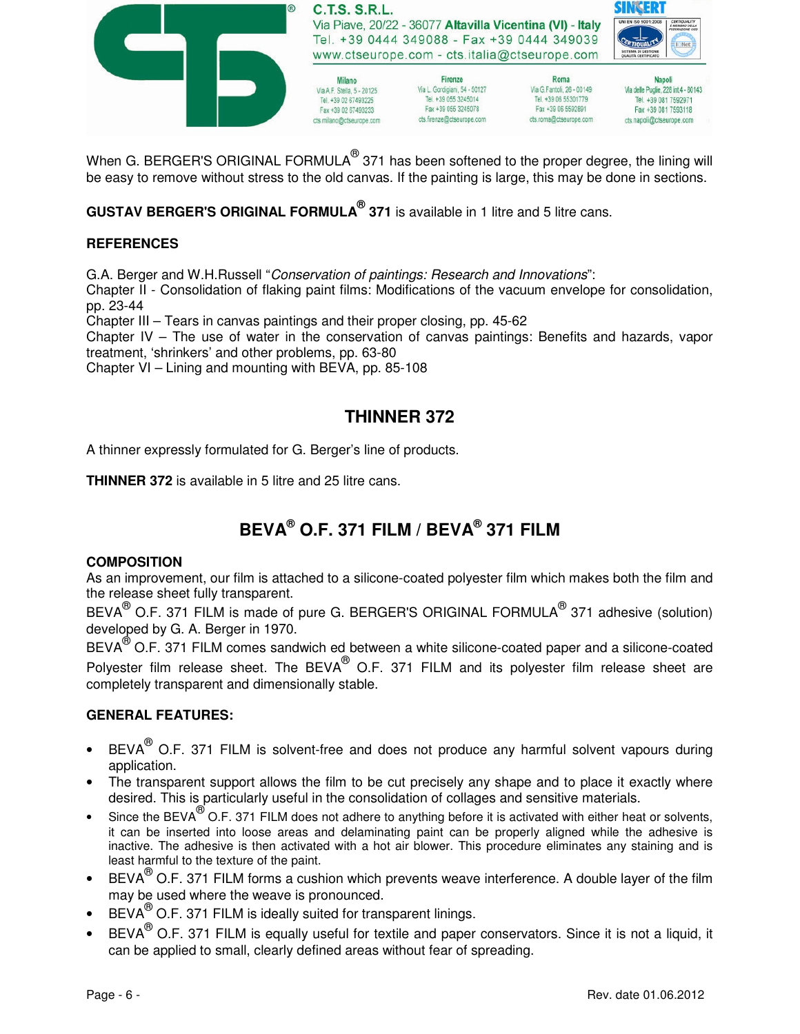When G. BERGER'S ORIGINAL FORMULA® 371 has been softened to the proper degree, the lining will be easy to remove without stress to the old canvas. If the painting is large, this may be done in sections.

**GUSTAV BERGER'S ORIGINAL FORMULA® 371** is available in 1 litre and 5 litre cans.

**REFERENCES**

G.A. Berger and W.H.Russell "*Conservation of paintings: Research and Innovations*":
Chapter II - Consolidation of flaking paint films: Modifications of the vacuum envelope for consolidation, pp. 23-44
Chapter III – Tears in canvas paintings and their proper closing, pp. 45-62
Chapter IV – The use of water in the conservation of canvas paintings: Benefits and hazards, vapor treatment, 'shrinkers' and other problems, pp. 63-80
Chapter VI – Lining and mounting with BEVA, pp. 85-108

## THINNER 372

A thinner expressly formulated for G. Berger's line of products.

**THINNER 372** is available in 5 litre and 25 litre cans.

## BEVA® O.F. 371 FILM / BEVA® 371 FILM

**COMPOSITION**
As an improvement, our film is attached to a silicone-coated polyester film which makes both the film and the release sheet fully transparent.
BEVA® O.F. 371 FILM is made of pure G. BERGER'S ORIGINAL FORMULA® 371 adhesive (solution) developed by G. A. Berger in 1970.
BEVA® O.F. 371 FILM comes sandwich ed between a white silicone-coated paper and a silicone-coated Polyester film release sheet. The BEVA® O.F. 371 FILM and its polyester film release sheet are completely transparent and dimensionally stable.

**GENERAL FEATURES:**

- BEVA® O.F. 371 FILM is solvent-free and does not produce any harmful solvent vapours during application.
- The transparent support allows the film to be cut precisely any shape and to place it exactly where desired. This is particularly useful in the consolidation of collages and sensitive materials.
- Since the BEVA® O.F. 371 FILM does not adhere to anything before it is activated with either heat or solvents, it can be inserted into loose areas and delaminating paint can be properly aligned while the adhesive is inactive. The adhesive is then activated with a hot air blower. This procedure eliminates any staining and is least harmful to the texture of the paint.
- BEVA® O.F. 371 FILM forms a cushion which prevents weave interference. A double layer of the film may be used where the weave is pronounced.
- BEVA® O.F. 371 FILM is ideally suited for transparent linings.
- BEVA® O.F. 371 FILM is equally useful for textile and paper conservators. Since it is not a liquid, it can be applied to small, clearly defined areas without fear of spreading.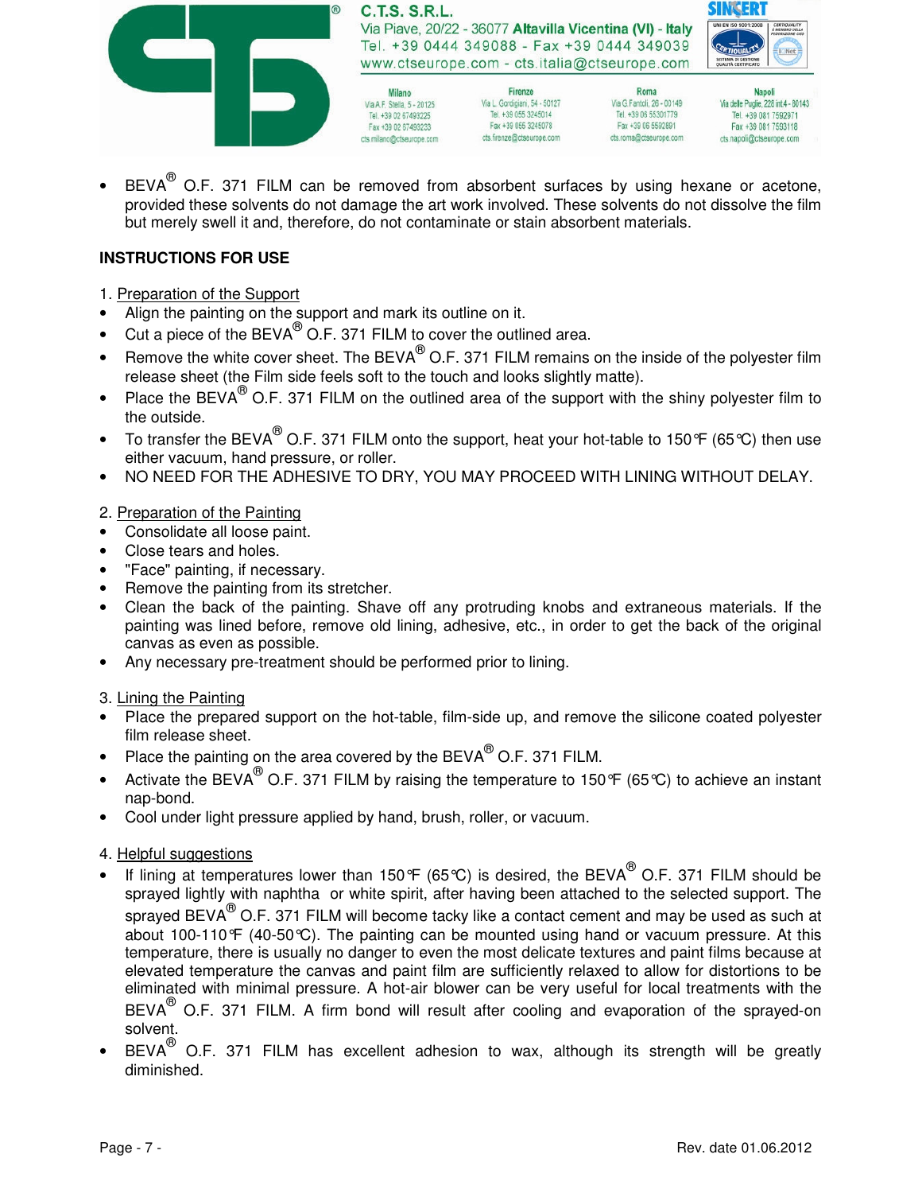- BEVA® O.F. 371 FILM can be removed from absorbent surfaces by using hexane or acetone, provided these solvents do not damage the art work involved. These solvents do not dissolve the film but merely swell it and, therefore, do not contaminate or stain absorbent materials.

**INSTRUCTIONS FOR USE**

1. Preparation of the Support

- Align the painting on the support and mark its outline on it.
- Cut a piece of the BEVA® O.F. 371 FILM to cover the outlined area.
- Remove the white cover sheet. The BEVA® O.F. 371 FILM remains on the inside of the polyester film release sheet (the Film side feels soft to the touch and looks slightly matte).
- Place the BEVA® O.F. 371 FILM on the outlined area of the support with the shiny polyester film to the outside.
- To transfer the BEVA® O.F. 371 FILM onto the support, heat your hot-table to 150°F (65°C) then use either vacuum, hand pressure, or roller.
- NO NEED FOR THE ADHESIVE TO DRY, YOU MAY PROCEED WITH LINING WITHOUT DELAY.

2. Preparation of the Painting

- Consolidate all loose paint.
- Close tears and holes.
- "Face" painting, if necessary.
- Remove the painting from its stretcher.
- Clean the back of the painting. Shave off any protruding knobs and extraneous materials. If the painting was lined before, remove old lining, adhesive, etc., in order to get the back of the original canvas as even as possible.
- Any necessary pre-treatment should be performed prior to lining.

3. Lining the Painting

- Place the prepared support on the hot-table, film-side up, and remove the silicone coated polyester film release sheet.
- Place the painting on the area covered by the BEVA® O.F. 371 FILM.
- Activate the BEVA® O.F. 371 FILM by raising the temperature to 150°F (65°C) to achieve an instant nap-bond.
- Cool under light pressure applied by hand, brush, roller, or vacuum.

4. Helpful suggestions

- If lining at temperatures lower than 150°F (65°C) is desired, the BEVA® O.F. 371 FILM should be sprayed lightly with naphtha or white spirit, after having been attached to the selected support. The sprayed BEVA® O.F. 371 FILM will become tacky like a contact cement and may be used as such at about 100-110°F (40-50°C). The painting can be mounted using hand or vacuum pressure. At this temperature, there is usually no danger to even the most delicate textures and paint films because at elevated temperature the canvas and paint film are sufficiently relaxed to allow for distortions to be eliminated with minimal pressure. A hot-air blower can be very useful for local treatments with the BEVA® O.F. 371 FILM. A firm bond will result after cooling and evaporation of the sprayed-on solvent.
- BEVA® O.F. 371 FILM has excellent adhesion to wax, although its strength will be greatly diminished.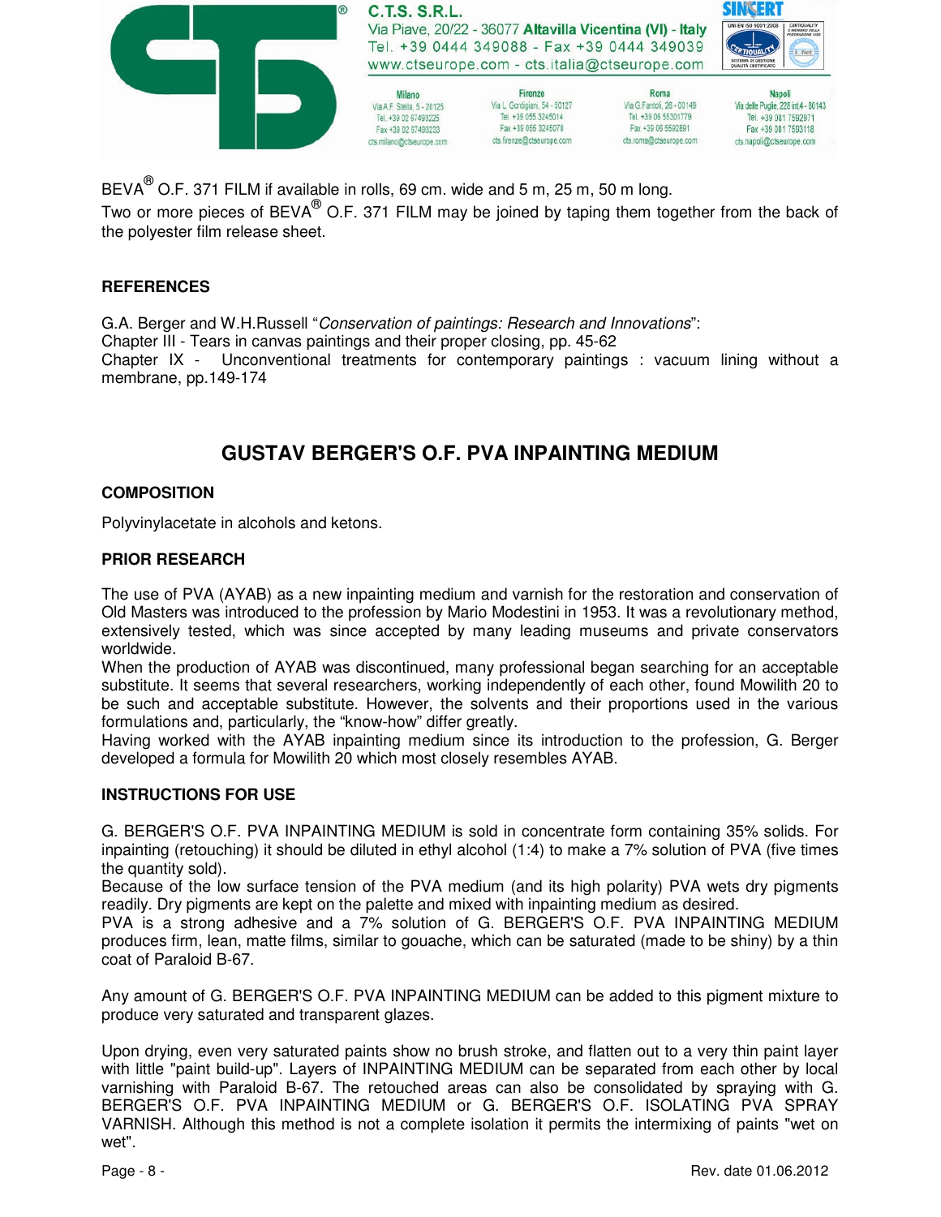BEVA® O.F. 371 FILM if available in rolls, 69 cm. wide and 5 m, 25 m, 50 m long.
Two or more pieces of BEVA® O.F. 371 FILM may be joined by taping them together from the back of the polyester film release sheet.

### REFERENCES

G.A. Berger and W.H.Russell "*Conservation of paintings: Research and Innovations*":
Chapter III - Tears in canvas paintings and their proper closing, pp. 45-62
Chapter IX - Unconventional treatments for contemporary paintings : vacuum lining without a membrane, pp.149-174

## GUSTAV BERGER'S O.F. PVA INPAINTING MEDIUM

### COMPOSITION

Polyvinylacetate in alcohols and ketons.

### PRIOR RESEARCH

The use of PVA (AYAB) as a new inpainting medium and varnish for the restoration and conservation of Old Masters was introduced to the profession by Mario Modestini in 1953. It was a revolutionary method, extensively tested, which was since accepted by many leading museums and private conservators worldwide.
When the production of AYAB was discontinued, many professional began searching for an acceptable substitute. It seems that several researchers, working independently of each other, found Mowilith 20 to be such and acceptable substitute. However, the solvents and their proportions used in the various formulations and, particularly, the "know-how" differ greatly.
Having worked with the AYAB inpainting medium since its introduction to the profession, G. Berger developed a formula for Mowilith 20 which most closely resembles AYAB.

### INSTRUCTIONS FOR USE

G. BERGER'S O.F. PVA INPAINTING MEDIUM is sold in concentrate form containing 35% solids. For inpainting (retouching) it should be diluted in ethyl alcohol (1:4) to make a 7% solution of PVA (five times the quantity sold).
Because of the low surface tension of the PVA medium (and its high polarity) PVA wets dry pigments readily. Dry pigments are kept on the palette and mixed with inpainting medium as desired.
PVA is a strong adhesive and a 7% solution of G. BERGER'S O.F. PVA INPAINTING MEDIUM produces firm, lean, matte films, similar to gouache, which can be saturated (made to be shiny) by a thin coat of Paraloid B-67.

Any amount of G. BERGER'S O.F. PVA INPAINTING MEDIUM can be added to this pigment mixture to produce very saturated and transparent glazes.

Upon drying, even very saturated paints show no brush stroke, and flatten out to a very thin paint layer with little "paint build-up". Layers of INPAINTING MEDIUM can be separated from each other by local varnishing with Paraloid B-67. The retouched areas can also be consolidated by spraying with G. BERGER'S O.F. PVA INPAINTING MEDIUM or G. BERGER'S O.F. ISOLATING PVA SPRAY VARNISH. Although this method is not a complete isolation it permits the intermixing of paints "wet on wet".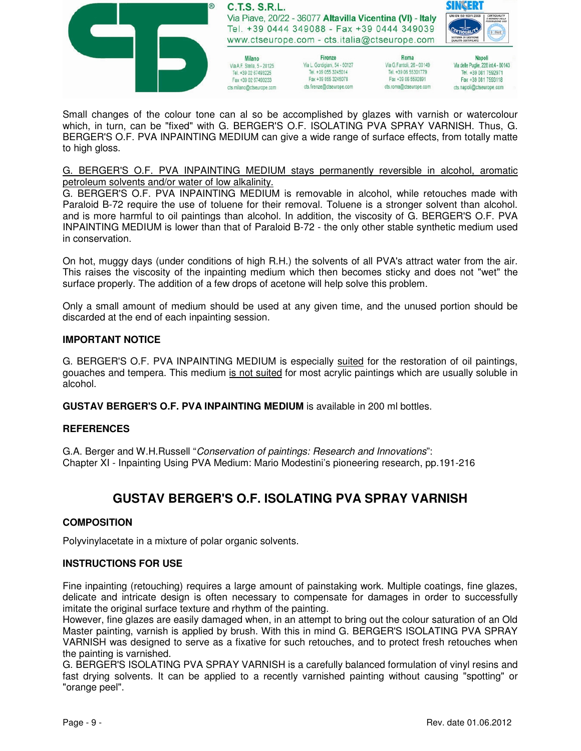Small changes of the colour tone can al so be accomplished by glazes with varnish or watercolour which, in turn, can be "fixed" with G. BERGER'S O.F. ISOLATING PVA SPRAY VARNISH. Thus, G. BERGER'S O.F. PVA INPAINTING MEDIUM can give a wide range of surface effects, from totally matte to high gloss.

<u>G. BERGER'S O.F. PVA INPAINTING MEDIUM stays permanently reversible in alcohol, aromatic petroleum solvents and/or water of low alkalinity.</u>
G. BERGER'S O.F. PVA INPAINTING MEDIUM is removable in alcohol, while retouches made with Paraloid B-72 require the use of toluene for their removal. Toluene is a stronger solvent than alcohol. and is more harmful to oil paintings than alcohol. In addition, the viscosity of G. BERGER'S O.F. PVA INPAINTING MEDIUM is lower than that of Paraloid B-72 - the only other stable synthetic medium used in conservation.

On hot, muggy days (under conditions of high R.H.) the solvents of all PVA's attract water from the air. This raises the viscosity of the inpainting medium which then becomes sticky and does not "wet" the surface properly. The addition of a few drops of acetone will help solve this problem.

Only a small amount of medium should be used at any given time, and the unused portion should be discarded at the end of each inpainting session.

**IMPORTANT NOTICE**

G. BERGER'S O.F. PVA INPAINTING MEDIUM is especially <u>suited</u> for the restoration of oil paintings, gouaches and tempera. This medium <u>is not suited</u> for most acrylic paintings which are usually soluble in alcohol.

**GUSTAV BERGER'S O.F. PVA INPAINTING MEDIUM** is available in 200 ml bottles.

**REFERENCES**

G.A. Berger and W.H.Russell "*Conservation of paintings: Research and Innovations*":
Chapter XI - Inpainting Using PVA Medium: Mario Modestini's pioneering research, pp.191-216

## GUSTAV BERGER'S O.F. ISOLATING PVA SPRAY VARNISH

**COMPOSITION**

Polyvinylacetate in a mixture of polar organic solvents.

**INSTRUCTIONS FOR USE**

Fine inpainting (retouching) requires a large amount of painstaking work. Multiple coatings, fine glazes, delicate and intricate design is often necessary to compensate for damages in order to successfully imitate the original surface texture and rhythm of the painting.
However, fine glazes are easily damaged when, in an attempt to bring out the colour saturation of an Old Master painting, varnish is applied by brush. With this in mind G. BERGER'S ISOLATING PVA SPRAY VARNISH was designed to serve as a fixative for such retouches, and to protect fresh retouches when the painting is varnished.
G. BERGER'S ISOLATING PVA SPRAY VARNISH is a carefully balanced formulation of vinyl resins and fast drying solvents. It can be applied to a recently varnished painting without causing "spotting" or "orange peel".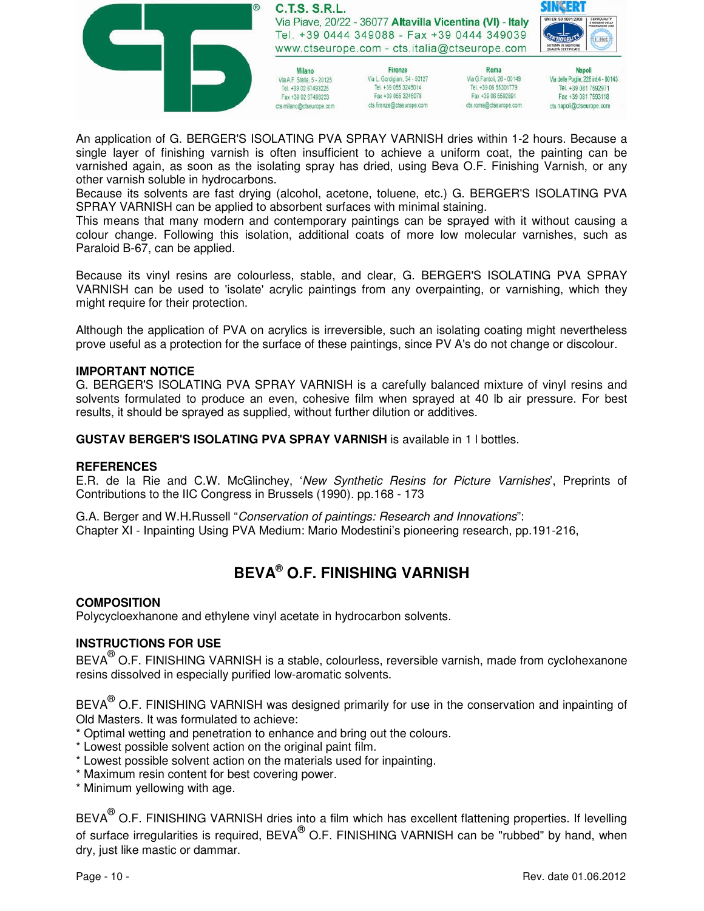An application of G. BERGER'S ISOLATING PVA SPRAY VARNISH dries within 1-2 hours. Because a single layer of finishing varnish is often insufficient to achieve a uniform coat, the painting can be varnished again, as soon as the isolating spray has dried, using Beva O.F. Finishing Varnish, or any other varnish soluble in hydrocarbons.
Because its solvents are fast drying (alcohol, acetone, toluene, etc.) G. BERGER'S ISOLATING PVA SPRAY VARNISH can be applied to absorbent surfaces with minimal staining.
This means that many modern and contemporary paintings can be sprayed with it without causing a colour change. Following this isolation, additional coats of more low molecular varnishes, such as Paraloid B-67, can be applied.

Because its vinyl resins are colourless, stable, and clear, G. BERGER'S ISOLATING PVA SPRAY VARNISH can be used to 'isolate' acrylic paintings from any overpainting, or varnishing, which they might require for their protection.

Although the application of PVA on acrylics is irreversible, such an isolating coating might nevertheless prove useful as a protection for the surface of these paintings, since PV A's do not change or discolour.

**IMPORTANT NOTICE**
G. BERGER'S ISOLATING PVA SPRAY VARNISH is a carefully balanced mixture of vinyl resins and solvents formulated to produce an even, cohesive film when sprayed at 40 lb air pressure. For best results, it should be sprayed as supplied, without further dilution or additives.

**GUSTAV BERGER'S ISOLATING PVA SPRAY VARNISH** is available in 1 l bottles.

**REFERENCES**
E.R. de la Rie and C.W. McGlinchey, '*New Synthetic Resins for Picture Varnishes*', Preprints of Contributions to the IIC Congress in Brussels (1990). pp.168 - 173

G.A. Berger and W.H.Russell "*Conservation of paintings: Research and Innovations*":
Chapter XI - Inpainting Using PVA Medium: Mario Modestini's pioneering research, pp.191-216,

## BEVA® O.F. FINISHING VARNISH

**COMPOSITION**
Polycycloexhanone and ethylene vinyl acetate in hydrocarbon solvents.

**INSTRUCTIONS FOR USE**
BEVA® O.F. FINISHING VARNISH is a stable, colourless, reversible varnish, made from cyclohexanone resins dissolved in especially purified low-aromatic solvents.

BEVA® O.F. FINISHING VARNISH was designed primarily for use in the conservation and inpainting of Old Masters. It was formulated to achieve:
* Optimal wetting and penetration to enhance and bring out the colours.
* Lowest possible solvent action on the original paint film.
* Lowest possible solvent action on the materials used for inpainting.
* Maximum resin content for best covering power.
* Minimum yellowing with age.

BEVA® O.F. FINISHING VARNISH dries into a film which has excellent flattening properties. If levelling of surface irregularities is required, BEVA® O.F. FINISHING VARNISH can be "rubbed" by hand, when dry, just like mastic or dammar.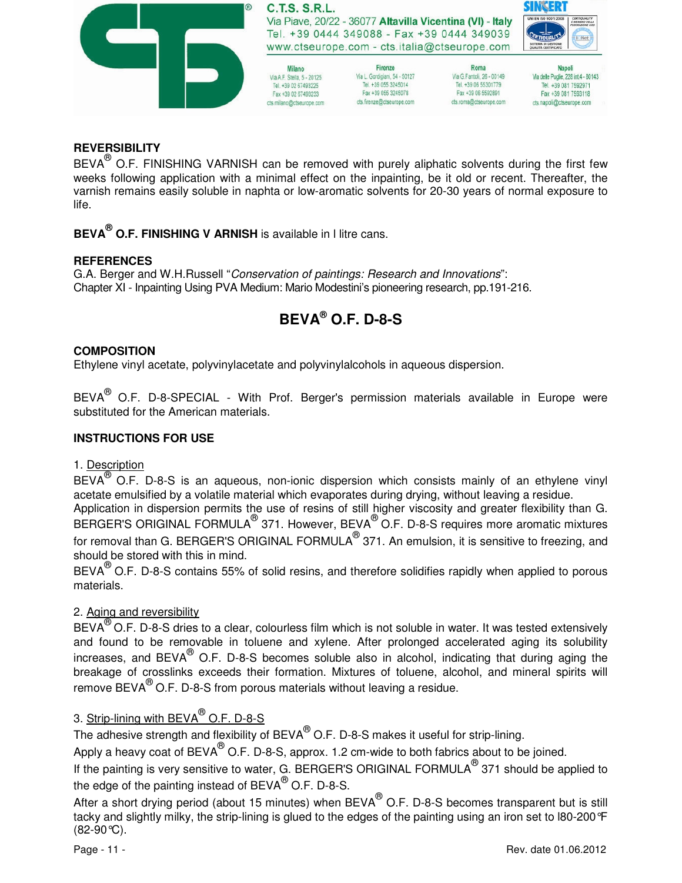**REVERSIBILITY**

BEVA® O.F. FINISHING VARNISH can be removed with purely aliphatic solvents during the first few weeks following application with a minimal effect on the inpainting, be it old or recent. Thereafter, the varnish remains easily soluble in naphta or low-aromatic solvents for 20-30 years of normal exposure to life.

**BEVA® O.F. FINISHING V ARNISH** is available in l litre cans.

**REFERENCES**

G.A. Berger and W.H.Russell "*Conservation of paintings: Research and Innovations*":
Chapter XI - Inpainting Using PVA Medium: Mario Modestini's pioneering research, pp.191-216.

## BEVA® O.F. D-8-S

**COMPOSITION**

Ethylene vinyl acetate, polyvinylacetate and polyvinylalcohols in aqueous dispersion.

BEVA® O.F. D-8-SPECIAL - With Prof. Berger's permission materials available in Europe were substituted for the American materials.

**INSTRUCTIONS FOR USE**

1. Description

BEVA® O.F. D-8-S is an aqueous, non-ionic dispersion which consists mainly of an ethylene vinyl acetate emulsified by a volatile material which evaporates during drying, without leaving a residue.
Application in dispersion permits the use of resins of still higher viscosity and greater flexibility than G. BERGER'S ORIGINAL FORMULA® 371. However, BEVA® O.F. D-8-S requires more aromatic mixtures for removal than G. BERGER'S ORIGINAL FORMULA® 371. An emulsion, it is sensitive to freezing, and should be stored with this in mind.
BEVA® O.F. D-8-S contains 55% of solid resins, and therefore solidifies rapidly when applied to porous materials.

2. Aging and reversibility

BEVA® O.F. D-8-S dries to a clear, colourless film which is not soluble in water. It was tested extensively and found to be removable in toluene and xylene. After prolonged accelerated aging its solubility increases, and BEVA® O.F. D-8-S becomes soluble also in alcohol, indicating that during aging the breakage of crosslinks exceeds their formation. Mixtures of toluene, alcohol, and mineral spirits will remove BEVA® O.F. D-8-S from porous materials without leaving a residue.

3. Strip-lining with BEVA® O.F. D-8-S

The adhesive strength and flexibility of BEVA® O.F. D-8-S makes it useful for strip-lining.
Apply a heavy coat of BEVA® O.F. D-8-S, approx. 1.2 cm-wide to both fabrics about to be joined.
If the painting is very sensitive to water, G. BERGER'S ORIGINAL FORMULA® 371 should be applied to the edge of the painting instead of BEVA® O.F. D-8-S.
After a short drying period (about 15 minutes) when BEVA® O.F. D-8-S becomes transparent but is still tacky and slightly milky, the strip-lining is glued to the edges of the painting using an iron set to l80-200°F (82-90°C).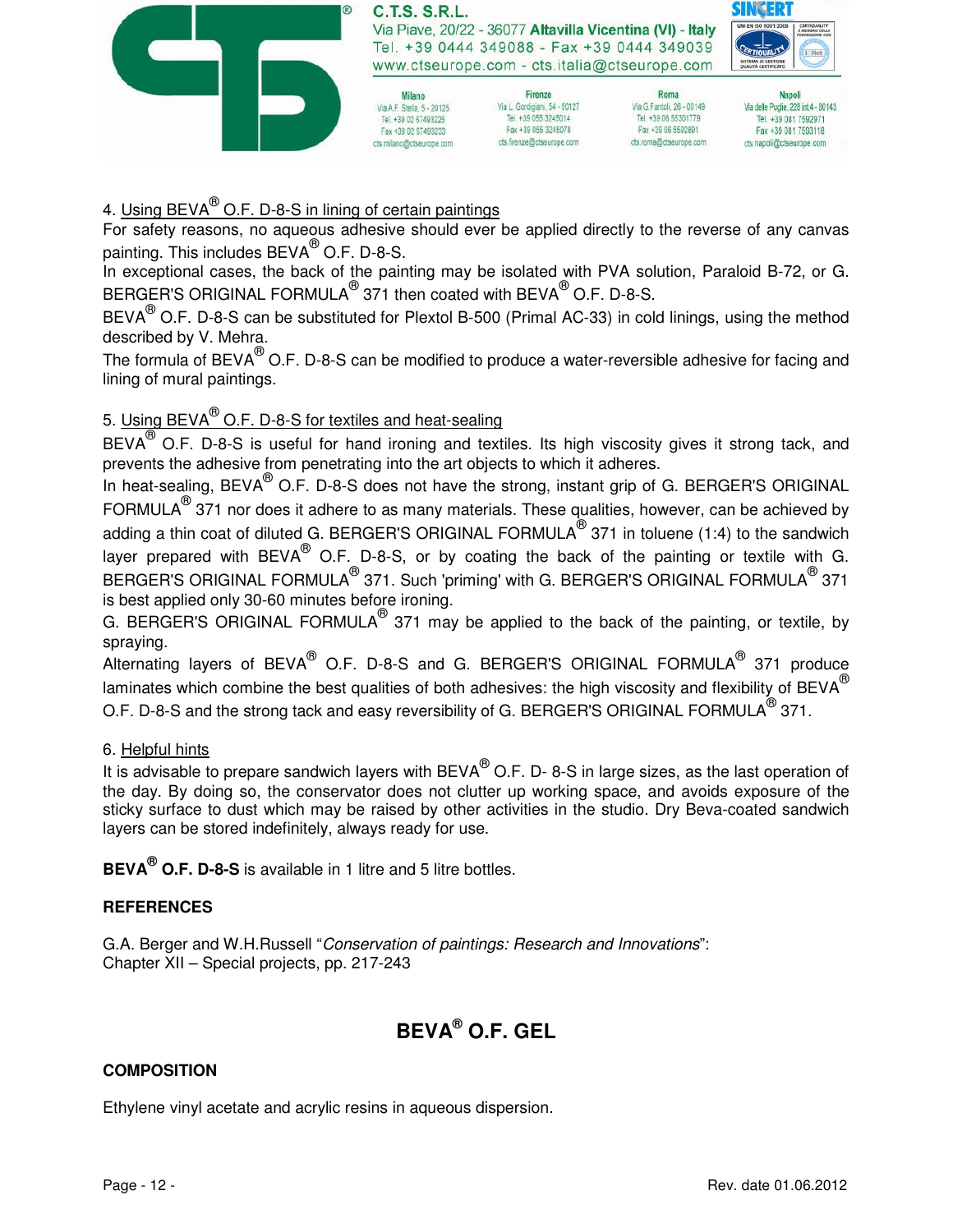4. Using BEVA® O.F. D-8-S in lining of certain paintings

For safety reasons, no aqueous adhesive should ever be applied directly to the reverse of any canvas painting. This includes BEVA® O.F. D-8-S.

In exceptional cases, the back of the painting may be isolated with PVA solution, Paraloid B-72, or G. BERGER'S ORIGINAL FORMULA® 371 then coated with BEVA® O.F. D-8-S.

BEVA® O.F. D-8-S can be substituted for Plextol B-500 (Primal AC-33) in cold linings, using the method described by V. Mehra.

The formula of BEVA® O.F. D-8-S can be modified to produce a water-reversible adhesive for facing and lining of mural paintings.

5. Using BEVA® O.F. D-8-S for textiles and heat-sealing

BEVA® O.F. D-8-S is useful for hand ironing and textiles. Its high viscosity gives it strong tack, and prevents the adhesive from penetrating into the art objects to which it adheres.

In heat-sealing, BEVA® O.F. D-8-S does not have the strong, instant grip of G. BERGER'S ORIGINAL FORMULA® 371 nor does it adhere to as many materials. These qualities, however, can be achieved by adding a thin coat of diluted G. BERGER'S ORIGINAL FORMULA® 371 in toluene (1:4) to the sandwich layer prepared with BEVA® O.F. D-8-S, or by coating the back of the painting or textile with G. BERGER'S ORIGINAL FORMULA® 371. Such 'priming' with G. BERGER'S ORIGINAL FORMULA® 371 is best applied only 30-60 minutes before ironing.

G. BERGER'S ORIGINAL FORMULA® 371 may be applied to the back of the painting, or textile, by spraying.

Alternating layers of BEVA® O.F. D-8-S and G. BERGER'S ORIGINAL FORMULA® 371 produce laminates which combine the best qualities of both adhesives: the high viscosity and flexibility of BEVA® O.F. D-8-S and the strong tack and easy reversibility of G. BERGER'S ORIGINAL FORMULA® 371.

6. Helpful hints

It is advisable to prepare sandwich layers with BEVA® O.F. D- 8-S in large sizes, as the last operation of the day. By doing so, the conservator does not clutter up working space, and avoids exposure of the sticky surface to dust which may be raised by other activities in the studio. Dry Beva-coated sandwich layers can be stored indefinitely, always ready for use.

**BEVA® O.F. D-8-S** is available in 1 litre and 5 litre bottles.

**REFERENCES**

G.A. Berger and W.H.Russell "*Conservation of paintings: Research and Innovations*":
Chapter XII – Special projects, pp. 217-243

## BEVA® O.F. GEL

**COMPOSITION**

Ethylene vinyl acetate and acrylic resins in aqueous dispersion.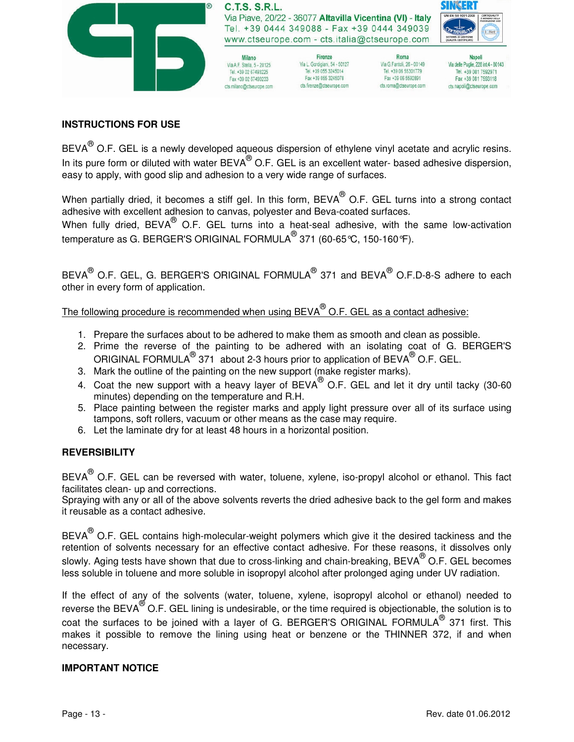**INSTRUCTIONS FOR USE**

BEVA® O.F. GEL is a newly developed aqueous dispersion of ethylene vinyl acetate and acrylic resins. In its pure form or diluted with water BEVA® O.F. GEL is an excellent water- based adhesive dispersion, easy to apply, with good slip and adhesion to a very wide range of surfaces.

When partially dried, it becomes a stiff gel. In this form, BEVA® O.F. GEL turns into a strong contact adhesive with excellent adhesion to canvas, polyester and Beva-coated surfaces.
When fully dried, BEVA® O.F. GEL turns into a heat-seal adhesive, with the same low-activation temperature as G. BERGER'S ORIGINAL FORMULA® 371 (60-65°C, 150-160°F).

BEVA® O.F. GEL, G. BERGER'S ORIGINAL FORMULA® 371 and BEVA® O.F.D-8-S adhere to each other in every form of application.

The following procedure is recommended when using BEVA® O.F. GEL as a contact adhesive:

1. Prepare the surfaces about to be adhered to make them as smooth and clean as possible.
2. Prime the reverse of the painting to be adhered with an isolating coat of G. BERGER'S ORIGINAL FORMULA® 371 about 2-3 hours prior to application of BEVA® O.F. GEL.
3. Mark the outline of the painting on the new support (make register marks).
4. Coat the new support with a heavy layer of BEVA® O.F. GEL and let it dry until tacky (30-60 minutes) depending on the temperature and R.H.
5. Place painting between the register marks and apply light pressure over all of its surface using tampons, soft rollers, vacuum or other means as the case may require.
6. Let the laminate dry for at least 48 hours in a horizontal position.

**REVERSIBILITY**

BEVA® O.F. GEL can be reversed with water, toluene, xylene, iso-propyl alcohol or ethanol. This fact facilitates clean- up and corrections.
Spraying with any or all of the above solvents reverts the dried adhesive back to the gel form and makes it reusable as a contact adhesive.

BEVA® O.F. GEL contains high-molecular-weight polymers which give it the desired tackiness and the retention of solvents necessary for an effective contact adhesive. For these reasons, it dissolves only slowly. Aging tests have shown that due to cross-linking and chain-breaking, BEVA® O.F. GEL becomes less soluble in toluene and more soluble in isopropyl alcohol after prolonged aging under UV radiation.

If the effect of any of the solvents (water, toluene, xylene, isopropyl alcohol or ethanol) needed to reverse the BEVA® O.F. GEL lining is undesirable, or the time required is objectionable, the solution is to coat the surfaces to be joined with a layer of G. BERGER'S ORIGINAL FORMULA® 371 first. This makes it possible to remove the lining using heat or benzene or the THINNER 372, if and when necessary.

**IMPORTANT NOTICE**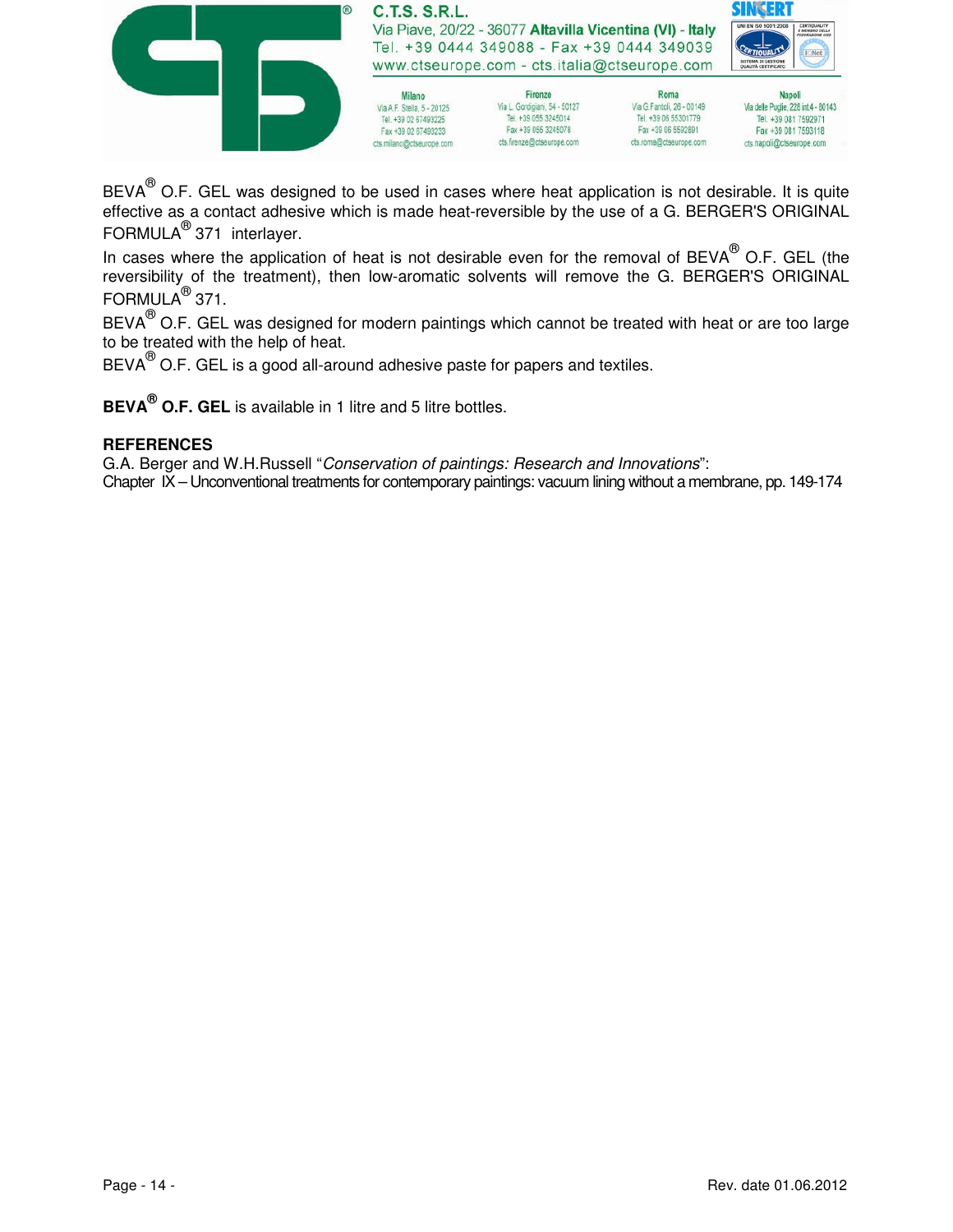BEVA® O.F. GEL was designed to be used in cases where heat application is not desirable. It is quite effective as a contact adhesive which is made heat-reversible by the use of a G. BERGER'S ORIGINAL FORMULA® 371 interlayer.

In cases where the application of heat is not desirable even for the removal of BEVA® O.F. GEL (the reversibility of the treatment), then low-aromatic solvents will remove the G. BERGER'S ORIGINAL FORMULA® 371.

BEVA® O.F. GEL was designed for modern paintings which cannot be treated with heat or are too large to be treated with the help of heat.

BEVA® O.F. GEL is a good all-around adhesive paste for papers and textiles.

**BEVA® O.F. GEL** is available in 1 litre and 5 litre bottles.

**REFERENCES**

G.A. Berger and W.H.Russell "*Conservation of paintings: Research and Innovations*":
Chapter IX – Unconventional treatments for contemporary paintings: vacuum lining without a membrane, pp. 149-174